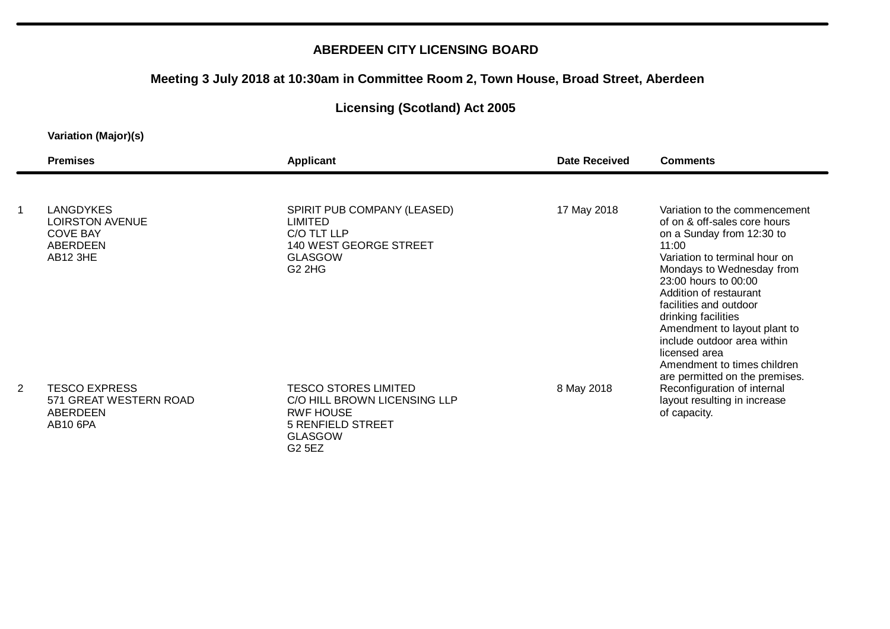**ABERDEEN CITY LICENSING BOARD**

**Meeting 3 July 2018 at 10:30am in Committee Room 2, Town House, Broad Street, Aberdeen**

**Licensing (Scotland) Act 2005**

**Variation (Major)(s)**

| | Premises | Applicant | Date Received | Comments |
|---|---|---|---|---|
| 1 | LANGDYKES<br>LOIRSTON AVENUE<br>COVE BAY<br>ABERDEEN<br>AB12 3HE | SPIRIT PUB COMPANY (LEASED) LIMITED<br>C/O TLT LLP<br>140 WEST GEORGE STREET<br>GLASGOW<br>G2 2HG | 17 May 2018 | Variation to the commencement of on & off-sales core hours on a Sunday from 12:30 to 11:00<br>Variation to terminal hour on Mondays to Wednesday from 23:00 hours to 00:00<br>Addition of restaurant facilities and outdoor drinking facilities<br>Amendment to layout plant to include outdoor area within licensed area<br>Amendment to times children are permitted on the premises. |
| 2 | TESCO EXPRESS<br>571 GREAT WESTERN ROAD<br>ABERDEEN<br>AB10 6PA | TESCO STORES LIMITED<br>C/O HILL BROWN LICENSING LLP<br>RWF HOUSE<br>5 RENFIELD STREET<br>GLASGOW<br>G2 5EZ | 8 May 2018 | Reconfiguration of internal layout resulting in increase of capacity. |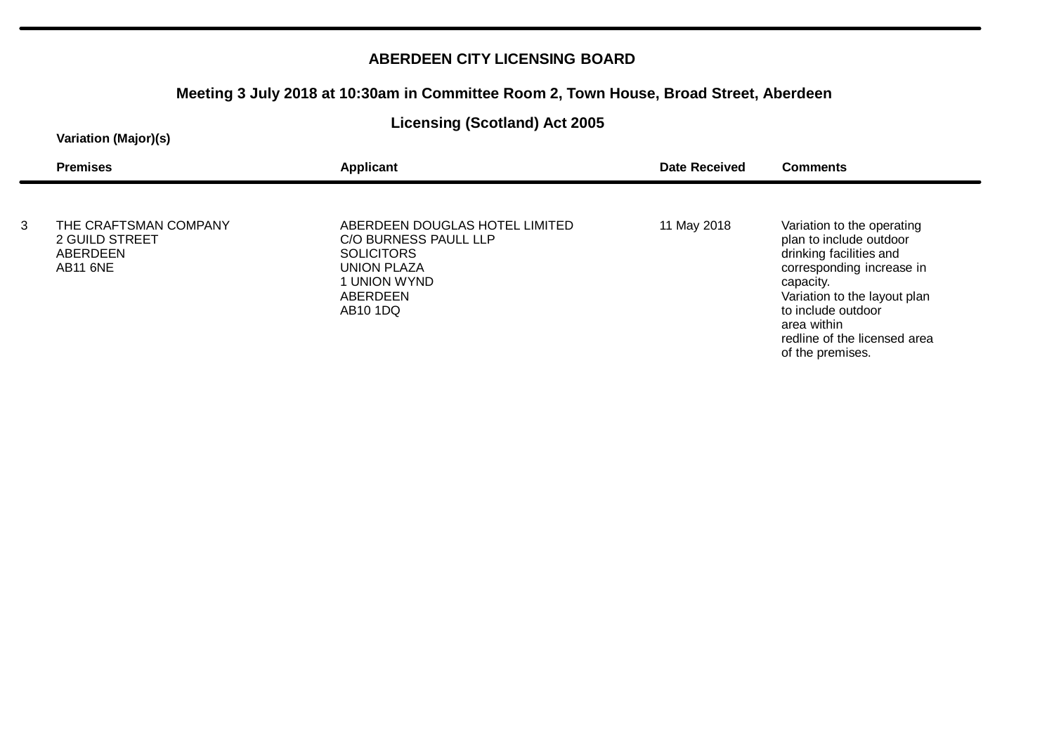## ABERDEEN CITY LICENSING BOARD

### Meeting 3 July 2018 at 10:30am in Committee Room 2, Town House, Broad Street, Aberdeen

### Licensing (Scotland) Act 2005

**Variation (Major)(s)**

| | Premises | Applicant | Date Received | Comments |
|---|---|---|---|---|
| 3 | THE CRAFTSMAN COMPANY<br>2 GUILD STREET<br>ABERDEEN<br>AB11 6NE | ABERDEEN DOUGLAS HOTEL LIMITED<br>C/O BURNESS PAULL LLP<br>SOLICITORS<br>UNION PLAZA<br>1 UNION WYND<br>ABERDEEN<br>AB10 1DQ | 11 May 2018 | Variation to the operating plan to include outdoor drinking facilities and corresponding increase in capacity.<br>Variation to the layout plan to include outdoor area within redline of the licensed area of the premises. |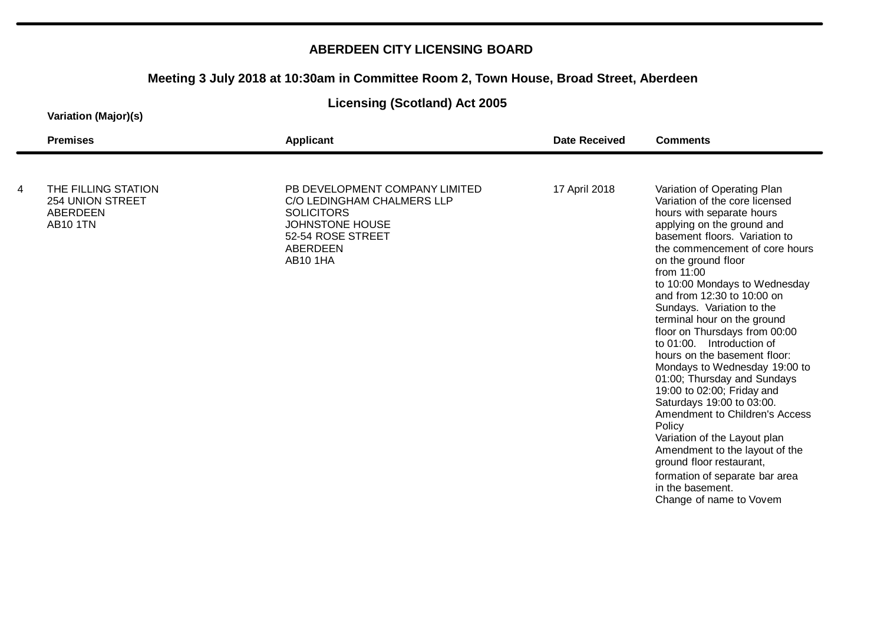**ABERDEEN CITY LICENSING BOARD**

**Meeting 3 July 2018 at 10:30am in Committee Room 2, Town House, Broad Street, Aberdeen**

**Licensing (Scotland) Act 2005**

**Variation (Major)(s)**

| | **Premises** | **Applicant** | **Date Received** | **Comments** |
|---|---|---|---|---|
| 4 | THE FILLING STATION<br>254 UNION STREET<br>ABERDEEN<br>AB10 1TN | PB DEVELOPMENT COMPANY LIMITED<br>C/O LEDINGHAM CHALMERS LLP<br>SOLICITORS<br>JOHNSTONE HOUSE<br>52-54 ROSE STREET<br>ABERDEEN<br>AB10 1HA | 17 April 2018 | Variation of Operating Plan<br>Variation of the core licensed hours with separate hours applying on the ground and basement floors. Variation to the commencement of core hours on the ground floor from 11:00 to 10:00 Mondays to Wednesday and from 12:30 to 10:00 on Sundays. Variation to the terminal hour on the ground floor on Thursdays from 00:00 to 01:00. Introduction of hours on the basement floor: Mondays to Wednesday 19:00 to 01:00; Thursday and Sundays 19:00 to 02:00; Friday and Saturdays 19:00 to 03:00.<br>Amendment to Children's Access Policy<br>Variation of the Layout plan<br>Amendment to the layout of the ground floor restaurant, formation of separate bar area in the basement.<br>Change of name to Vovem |